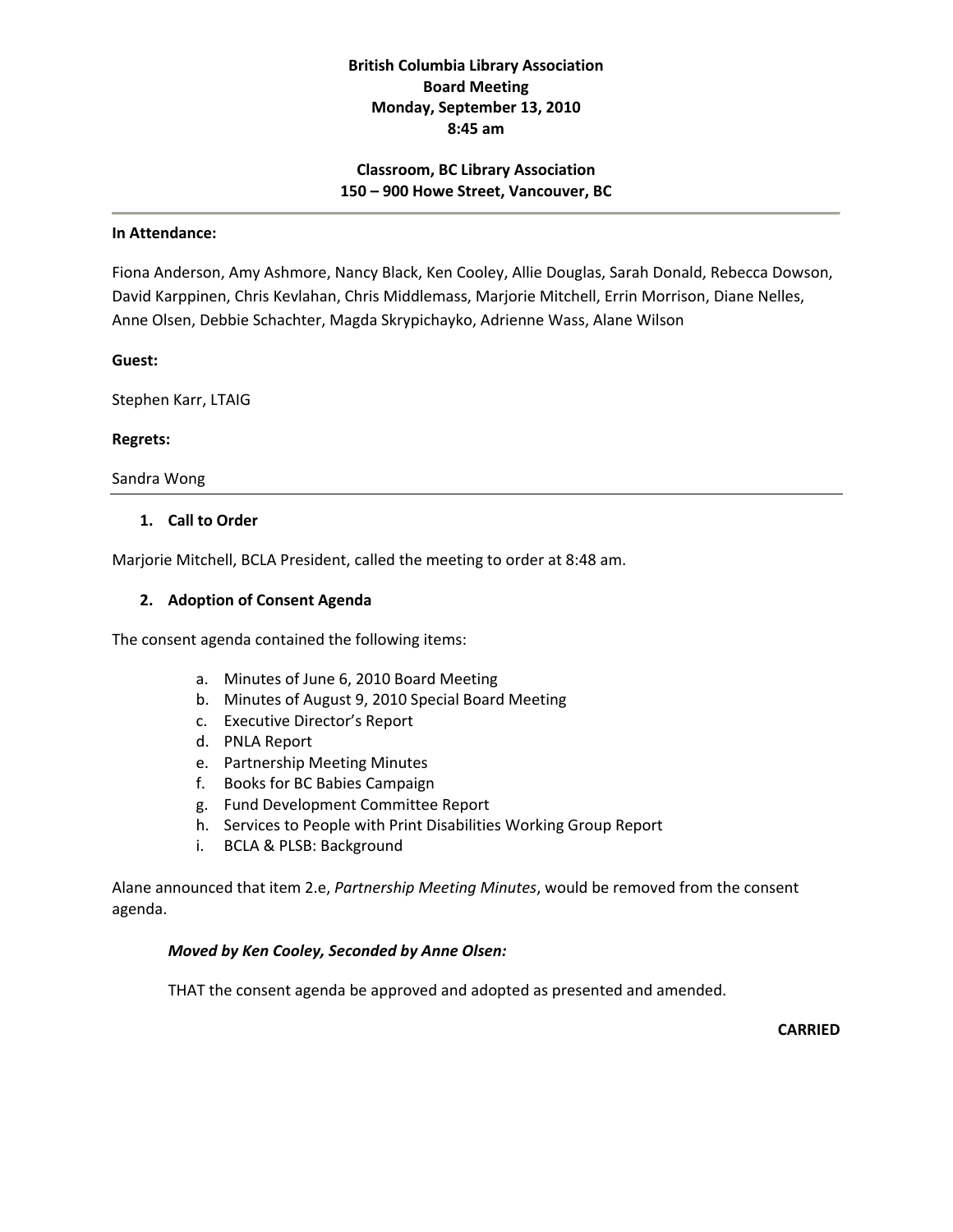# British Columbia Library Association
## Board Meeting
## Monday, September 13, 2010
## 8:45 am

### Classroom, BC Library Association
### 150 – 900 Howe Street, Vancouver, BC

---

**In Attendance:**

Fiona Anderson, Amy Ashmore, Nancy Black, Ken Cooley, Allie Douglas, Sarah Donald, Rebecca Dowson, David Karppinen, Chris Kevlahan, Chris Middlemass, Marjorie Mitchell, Errin Morrison, Diane Nelles, Anne Olsen, Debbie Schachter, Magda Skrypichayko, Adrienne Wass, Alane Wilson

**Guest:**

Stephen Karr, LTAIG

**Regrets:**

Sandra Wong

---

1. **Call to Order**

Marjorie Mitchell, BCLA President, called the meeting to order at 8:48 am.

2. **Adoption of Consent Agenda**

The consent agenda contained the following items:

a. Minutes of June 6, 2010 Board Meeting
b. Minutes of August 9, 2010 Special Board Meeting
c. Executive Director's Report
d. PNLA Report
e. Partnership Meeting Minutes
f. Books for BC Babies Campaign
g. Fund Development Committee Report
h. Services to People with Print Disabilities Working Group Report
i. BCLA & PLSB: Background

Alane announced that item 2.e, *Partnership Meeting Minutes*, would be removed from the consent agenda.

***Moved by Ken Cooley, Seconded by Anne Olsen:***

THAT the consent agenda be approved and adopted as presented and amended.

**CARRIED**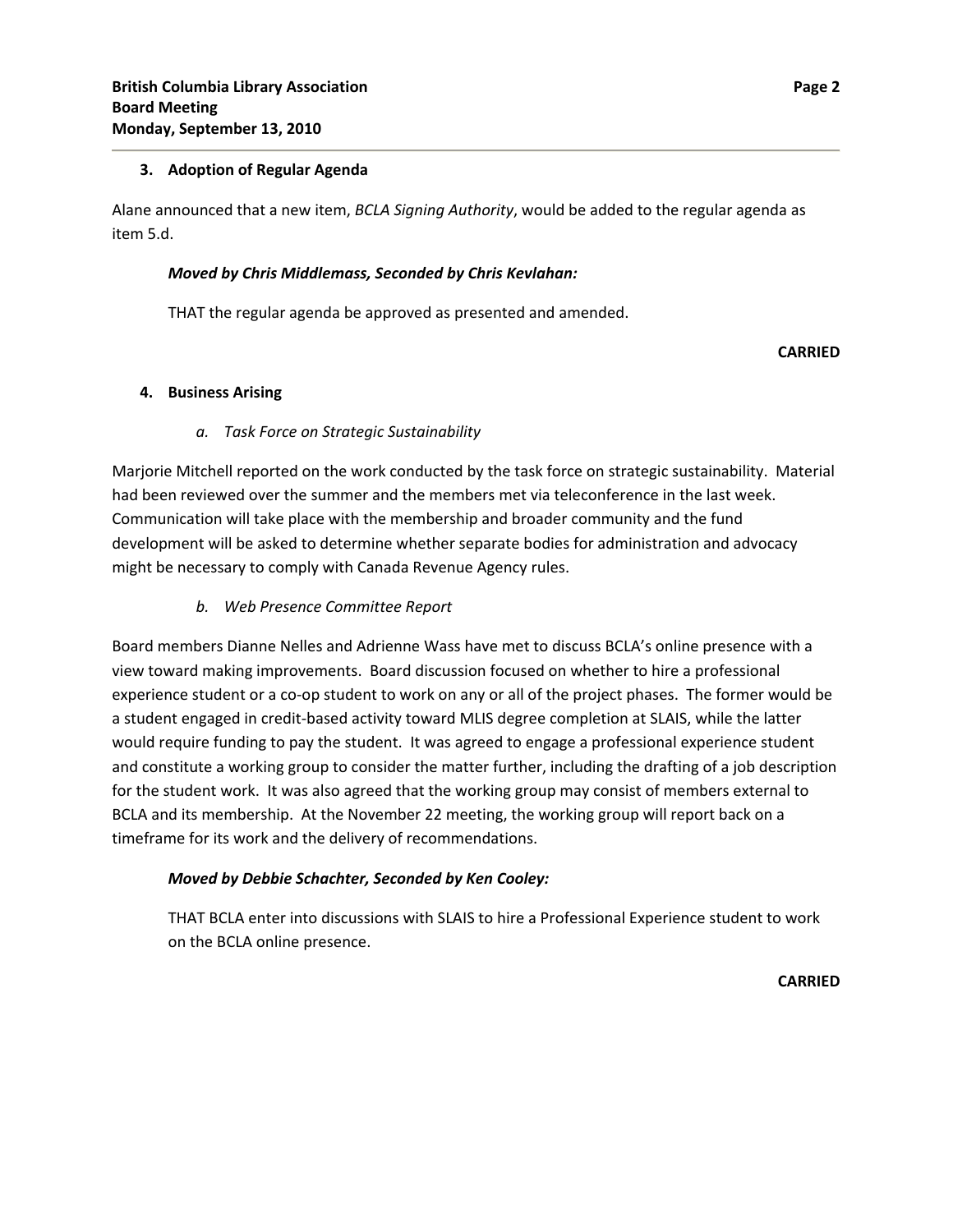## 3. Adoption of Regular Agenda

Alane announced that a new item, *BCLA Signing Authority*, would be added to the regular agenda as item 5.d.

> ***Moved by Chris Middlemass, Seconded by Chris Kevlahan:***
>
> THAT the regular agenda be approved as presented and amended.

**CARRIED**

## 4. Business Arising

### *a. Task Force on Strategic Sustainability*

Marjorie Mitchell reported on the work conducted by the task force on strategic sustainability. Material had been reviewed over the summer and the members met via teleconference in the last week. Communication will take place with the membership and broader community and the fund development will be asked to determine whether separate bodies for administration and advocacy might be necessary to comply with Canada Revenue Agency rules.

### *b. Web Presence Committee Report*

Board members Dianne Nelles and Adrienne Wass have met to discuss BCLA's online presence with a view toward making improvements. Board discussion focused on whether to hire a professional experience student or a co-op student to work on any or all of the project phases. The former would be a student engaged in credit-based activity toward MLIS degree completion at SLAIS, while the latter would require funding to pay the student. It was agreed to engage a professional experience student and constitute a working group to consider the matter further, including the drafting of a job description for the student work. It was also agreed that the working group may consist of members external to BCLA and its membership. At the November 22 meeting, the working group will report back on a timeframe for its work and the delivery of recommendations.

> ***Moved by Debbie Schachter, Seconded by Ken Cooley:***
>
> THAT BCLA enter into discussions with SLAIS to hire a Professional Experience student to work on the BCLA online presence.

**CARRIED**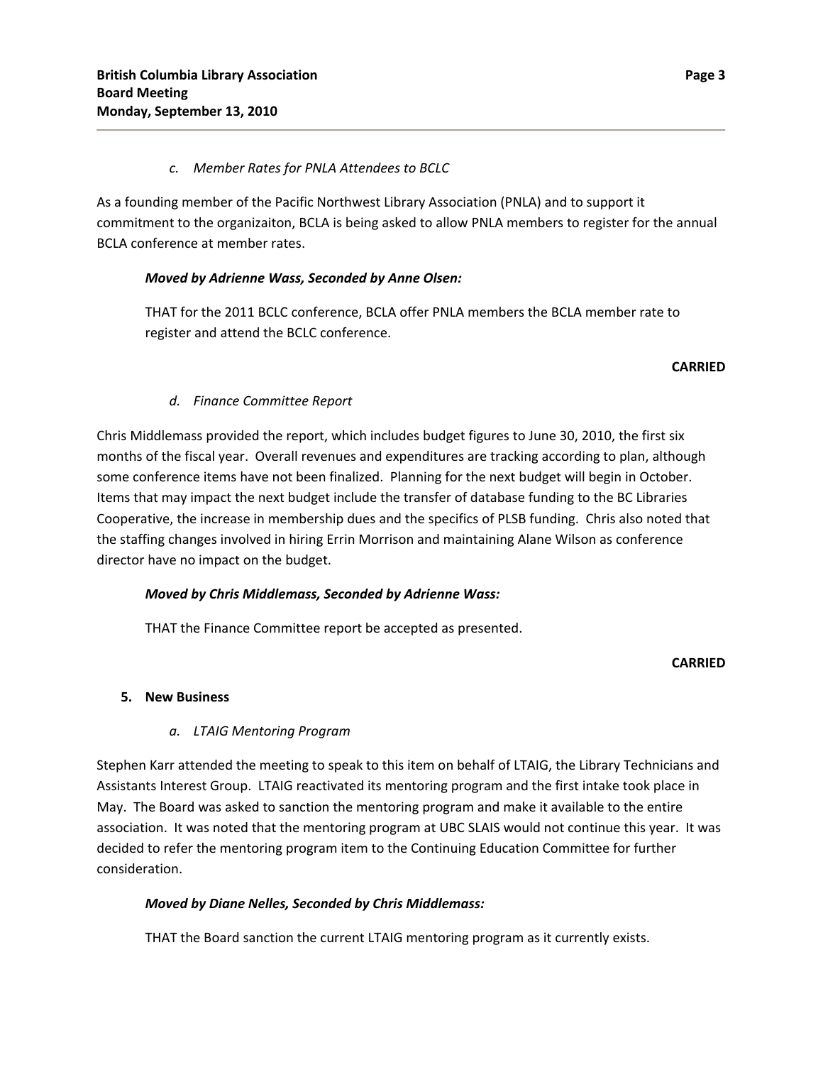*c. Member Rates for PNLA Attendees to BCLC*

As a founding member of the Pacific Northwest Library Association (PNLA) and to support it commitment to the organizaiton, BCLA is being asked to allow PNLA members to register for the annual BCLA conference at member rates.

***Moved by Adrienne Wass, Seconded by Anne Olsen:***

THAT for the 2011 BCLC conference, BCLA offer PNLA members the BCLA member rate to register and attend the BCLC conference.

**CARRIED**

*d. Finance Committee Report*

Chris Middlemass provided the report, which includes budget figures to June 30, 2010, the first six months of the fiscal year. Overall revenues and expenditures are tracking according to plan, although some conference items have not been finalized. Planning for the next budget will begin in October. Items that may impact the next budget include the transfer of database funding to the BC Libraries Cooperative, the increase in membership dues and the specifics of PLSB funding. Chris also noted that the staffing changes involved in hiring Errin Morrison and maintaining Alane Wilson as conference director have no impact on the budget.

***Moved by Chris Middlemass, Seconded by Adrienne Wass:***

THAT the Finance Committee report be accepted as presented.

**CARRIED**

**5. New Business**

*a. LTAIG Mentoring Program*

Stephen Karr attended the meeting to speak to this item on behalf of LTAIG, the Library Technicians and Assistants Interest Group. LTAIG reactivated its mentoring program and the first intake took place in May. The Board was asked to sanction the mentoring program and make it available to the entire association. It was noted that the mentoring program at UBC SLAIS would not continue this year. It was decided to refer the mentoring program item to the Continuing Education Committee for further consideration.

***Moved by Diane Nelles, Seconded by Chris Middlemass:***

THAT the Board sanction the current LTAIG mentoring program as it currently exists.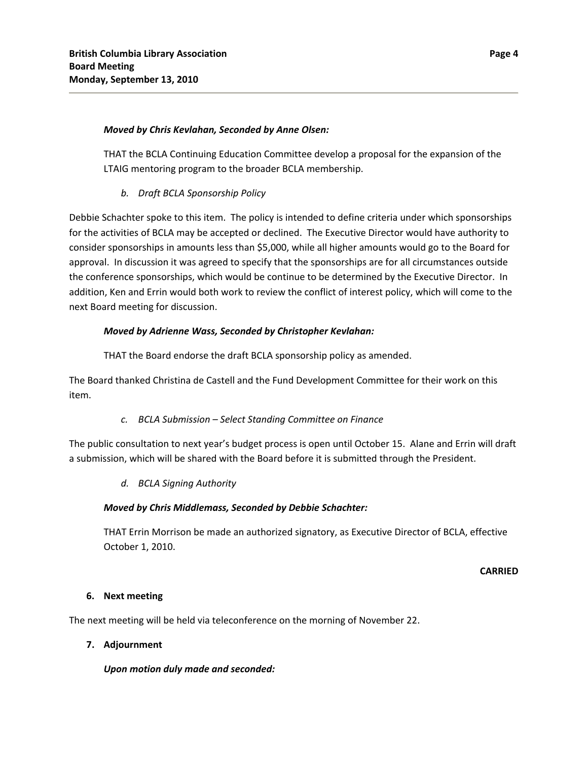***Moved by Chris Kevlahan, Seconded by Anne Olsen:***

THAT the BCLA Continuing Education Committee develop a proposal for the expansion of the LTAIG mentoring program to the broader BCLA membership.

*b. Draft BCLA Sponsorship Policy*

Debbie Schachter spoke to this item. The policy is intended to define criteria under which sponsorships for the activities of BCLA may be accepted or declined. The Executive Director would have authority to consider sponsorships in amounts less than $5,000, while all higher amounts would go to the Board for approval. In discussion it was agreed to specify that the sponsorships are for all circumstances outside the conference sponsorships, which would be continue to be determined by the Executive Director. In addition, Ken and Errin would both work to review the conflict of interest policy, which will come to the next Board meeting for discussion.

***Moved by Adrienne Wass, Seconded by Christopher Kevlahan:***

THAT the Board endorse the draft BCLA sponsorship policy as amended.

The Board thanked Christina de Castell and the Fund Development Committee for their work on this item.

*c. BCLA Submission – Select Standing Committee on Finance*

The public consultation to next year's budget process is open until October 15. Alane and Errin will draft a submission, which will be shared with the Board before it is submitted through the President.

*d. BCLA Signing Authority*

***Moved by Chris Middlemass, Seconded by Debbie Schachter:***

THAT Errin Morrison be made an authorized signatory, as Executive Director of BCLA, effective October 1, 2010.

**CARRIED**

**6. Next meeting**

The next meeting will be held via teleconference on the morning of November 22.

**7. Adjournment**

***Upon motion duly made and seconded:***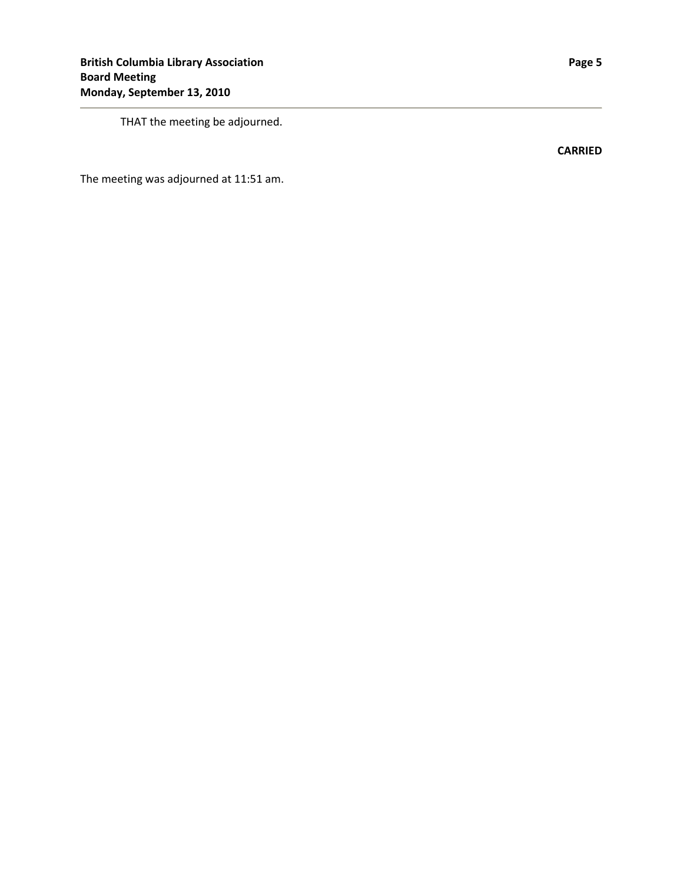THAT the meeting be adjourned.

**CARRIED**

The meeting was adjourned at 11:51 am.